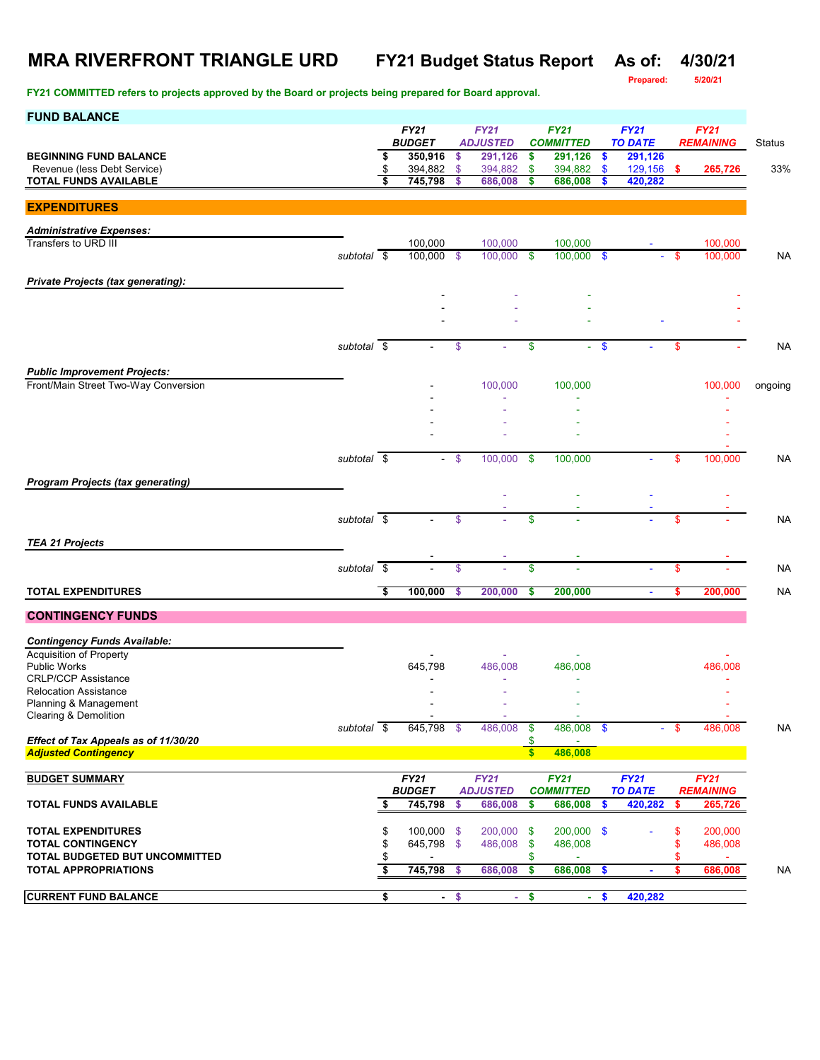# MRA RIVERFRONT TRIANGLE URD FY21 Budget Status Report As of: 4/30/21

Prepared: 5/20/21

**FY21 COMMITTED refers to projects approved by the Board or projects being prepared for Board approval.**

## FUND BALANCE

| | FY21 BUDGET | FY21 ADJUSTED | FY21 COMMITTED | FY21 TO DATE | FY21 REMAINING | Status |
|---|---|---|---|---|---|---|
| **BEGINNING FUND BALANCE** | $ 350,916 | $ 291,126 | $ 291,126 | $ 291,126 | | |
| Revenue (less Debt Service) | $ 394,882 | $ 394,882 | $ 394,882 | $ 129,156 | $ 265,726 | 33% |
| **TOTAL FUNDS AVAILABLE** | $ 745,798 | $ 686,008 | $ 686,008 | $ 420,282 | | |

## EXPENDITURES

| | FY21 BUDGET | FY21 ADJUSTED | FY21 COMMITTED | FY21 TO DATE | FY21 REMAINING | Status |
|---|---|---|---|---|---|---|
| ***Administrative Expenses:*** | | | | | | |
| Transfers to URD III | 100,000 | 100,000 | 100,000 | - | 100,000 | |
| *subtotal* | $ 100,000 | $ 100,000 | $ 100,000 | $ - | $ 100,000 | NA |
| ***Private Projects (tax generating):*** | | | | | | |
| | - | - | - | | - | |
| | - | - | - | | - | |
| | - | - | - | - | - | |
| *subtotal* | $ - | $ - | $ - | $ - | $ - | NA |
| ***Public Improvement Projects:*** | | | | | | |
| Front/Main Street Two-Way Conversion | - | 100,000 | 100,000 | | 100,000 | ongoing |
| | - | - | - | | - | |
| | - | - | - | | - | |
| | - | - | - | | - | |
| | - | - | - | | - | |
| *subtotal* | $ - | $ 100,000 | $ 100,000 | - | $ 100,000 | NA |
| ***Program Projects (tax generating)*** | | | | | | |
| | | - | - | - | - | |
| | | - | - | - | - | |
| *subtotal* | $ - | $ - | $ - | - | $ - | NA |
| ***TEA 21 Projects*** | | | | | | |
| | - | - | - | | - | |
| *subtotal* | $ - | $ - | $ - | - | $ - | NA |
| **TOTAL EXPENDITURES** | $ 100,000 | $ 200,000 | $ 200,000 | - | $ 200,000 | NA |

## CONTINGENCY FUNDS

| | FY21 BUDGET | FY21 ADJUSTED | FY21 COMMITTED | FY21 TO DATE | FY21 REMAINING | Status |
|---|---|---|---|---|---|---|
| ***Contingency Funds Available:*** | | | | | | |
| Acquisition of Property | - | - | - | | - | |
| Public Works | 645,798 | 486,008 | 486,008 | | 486,008 | |
| CRLP/CCP Assistance | - | - | - | | - | |
| Relocation Assistance | - | - | - | | - | |
| Planning & Management | - | - | - | | - | |
| Clearing & Demolition | - | - | - | | - | |
| *subtotal* | $ 645,798 | $ 486,008 | $ 486,008 | $ - | $ 486,008 | NA |
| ***Effect of Tax Appeals as of 11/30/20*** | | | $ - | | | |
| ***Adjusted Contingency*** | | | $ 486,008 | | | |

## BUDGET SUMMARY

| | FY21 BUDGET | FY21 ADJUSTED | FY21 COMMITTED | FY21 TO DATE | FY21 REMAINING | Status |
|---|---|---|---|---|---|---|
| **TOTAL FUNDS AVAILABLE** | $ 745,798 | $ 686,008 | $ 686,008 | $ 420,282 | $ 265,726 | |
| **TOTAL EXPENDITURES** | $ 100,000 | $ 200,000 | $ 200,000 | $ - | $ 200,000 | |
| **TOTAL CONTINGENCY** | $ 645,798 | $ 486,008 | $ 486,008 | | $ 486,008 | |
| **TOTAL BUDGETED BUT UNCOMMITTED** | $ - | | $ - | | $ - | |
| **TOTAL APPROPRIATIONS** | $ 745,798 | $ 686,008 | $ 686,008 | $ - | $ 686,008 | NA |
| **CURRENT FUND BALANCE** | $ - | $ - | $ - | $ 420,282 | | |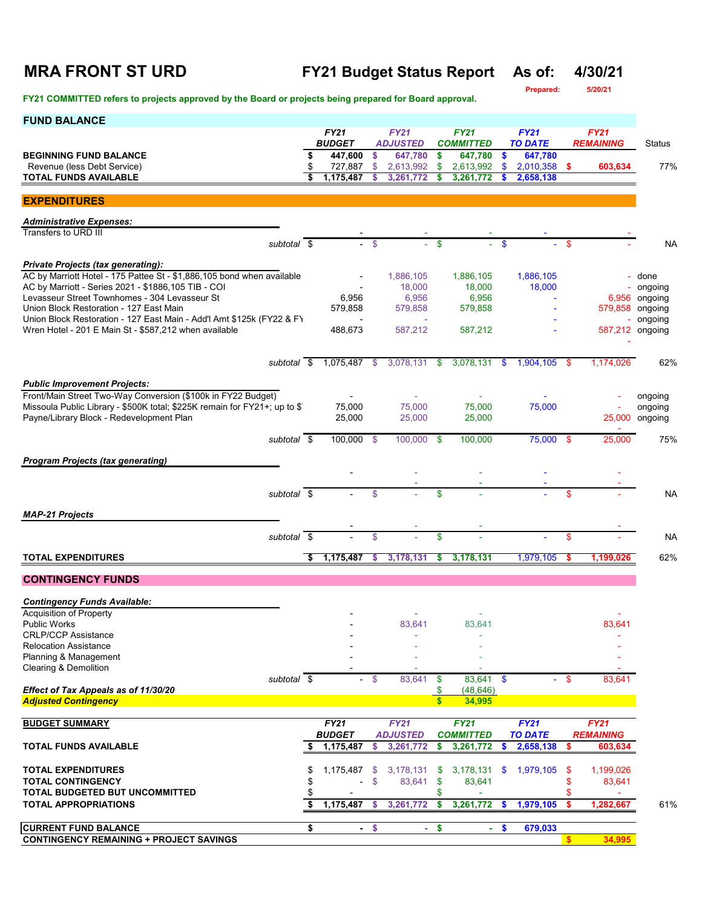# MRA FRONT ST URD

## FY21 Budget Status Report As of: 4/30/21

Prepared: 5/20/21

**FY21 COMMITTED refers to projects approved by the Board or projects being prepared for Board approval.**

## FUND BALANCE

| | FY21 BUDGET | FY21 ADJUSTED | FY21 COMMITTED | FY21 TO DATE | FY21 REMAINING | Status |
|---|---|---|---|---|---|---|
| **BEGINNING FUND BALANCE** | $ 447,600 | $ 647,780 | $ 647,780 | $ 647,780 | | |
| Revenue (less Debt Service) | $ 727,887 | $ 2,613,992 | $ 2,613,992 | $ 2,010,358 | $ 603,634 | 77% |
| **TOTAL FUNDS AVAILABLE** | $ 1,175,487 | $ 3,261,772 | $ 3,261,772 | $ 2,658,138 | | |

## EXPENDITURES

| | FY21 BUDGET | FY21 ADJUSTED | FY21 COMMITTED | FY21 TO DATE | FY21 REMAINING | Status |
|---|---|---|---|---|---|---|
| ***Administrative Expenses:*** | | | | | | |
| Transfers to URD III | - | - | - | - | - | |
| *subtotal* | $ - | $ - | $ - | $ - | $ - | NA |
| ***Private Projects (tax generating):*** | | | | | | |
| AC by Marriott Hotel - 175 Pattee St - $1,886,105 bond when available | - | 1,886,105 | 1,886,105 | 1,886,105 | - | done |
| AC by Marriott - Series 2021 - $1886,105 TIB - COI | - | 18,000 | 18,000 | 18,000 | - | ongoing |
| Levasseur Street Townhomes - 304 Levasseur St | 6,956 | 6,956 | 6,956 | - | 6,956 | ongoing |
| Union Block Restoration - 127 East Main | 579,858 | 579,858 | 579,858 | - | 579,858 | ongoing |
| Union Block Restoration - 127 East Main - Add'l Amt $125k (FY22 & FY | - | - | | - | - | ongoing |
| Wren Hotel - 201 E Main St - $587,212 when available | 488,673 | 587,212 | 587,212 | - | 587,212 | ongoing |
| | | | | | - | |
| *subtotal* | $ 1,075,487 | $ 3,078,131 | $ 3,078,131 | $ 1,904,105 | $ 1,174,026 | 62% |
| ***Public Improvement Projects:*** | | | | | | |
| Front/Main Street Two-Way Conversion ($100k in FY22 Budget) | - | - | - | - | - | ongoing |
| Missoula Public Library - $500K total; $225K remain for FY21+; up to $ | 75,000 | 75,000 | 75,000 | 75,000 | - | ongoing |
| Payne/Library Block - Redevelopment Plan | 25,000 | 25,000 | 25,000 | | 25,000 | ongoing |
| | | | | | - | |
| *subtotal* | $ 100,000 | $ 100,000 | $ 100,000 | 75,000 | $ 25,000 | 75% |
| ***Program Projects (tax generating)*** | | | | | | |
| | - | - | - | - | - | |
| | | - | - | - | - | |
| *subtotal* | $ - | $ - | $ - | - | $ - | NA |
| ***MAP-21 Projects*** | | | | | | |
| | - | - | - | | - | |
| *subtotal* | $ - | $ - | $ - | - | $ - | NA |
| **TOTAL EXPENDITURES** | $ 1,175,487 | $ 3,178,131 | $ 3,178,131 | 1,979,105 | $ 1,199,026 | 62% |

## CONTINGENCY FUNDS

| | FY21 BUDGET | FY21 ADJUSTED | FY21 COMMITTED | FY21 TO DATE | FY21 REMAINING |
|---|---|---|---|---|---|
| ***Contingency Funds Available:*** | | | | | |
| Acquisition of Property | - | - | - | | - |
| Public Works | - | 83,641 | 83,641 | | 83,641 |
| CRLP/CCP Assistance | - | - | - | | - |
| Relocation Assistance | - | - | - | | - |
| Planning & Management | - | - | - | | - |
| Clearing & Demolition | - | - | - | | - |
| *subtotal* | $ - | $ 83,641 | $ 83,641 | $ - | $ 83,641 |
| ***Effect of Tax Appeals as of 11/30/20*** | | | $ (48,646) | | |
| ***Adjusted Contingency*** | | | $ 34,995 | | |

## BUDGET SUMMARY

| | FY21 BUDGET | FY21 ADJUSTED | FY21 COMMITTED | FY21 TO DATE | FY21 REMAINING | |
|---|---|---|---|---|---|---|
| **TOTAL FUNDS AVAILABLE** | $ 1,175,487 | $ 3,261,772 | $ 3,261,772 | $ 2,658,138 | $ 603,634 | |
| **TOTAL EXPENDITURES** | $ 1,175,487 | $ 3,178,131 | $ 3,178,131 | $ 1,979,105 | $ 1,199,026 | |
| **TOTAL CONTINGENCY** | $ - | $ 83,641 | $ 83,641 | | $ 83,641 | |
| **TOTAL BUDGETED BUT UNCOMMITTED** | $ - | | $ - | | $ - | |
| **TOTAL APPROPRIATIONS** | $ 1,175,487 | $ 3,261,772 | $ 3,261,772 | $ 1,979,105 | $ 1,282,667 | 61% |
| **CURRENT FUND BALANCE** | $ - | $ - | $ - | $ 679,033 | | |
| **CONTINGENCY REMAINING + PROJECT SAVINGS** | | | | | $ 34,995 | |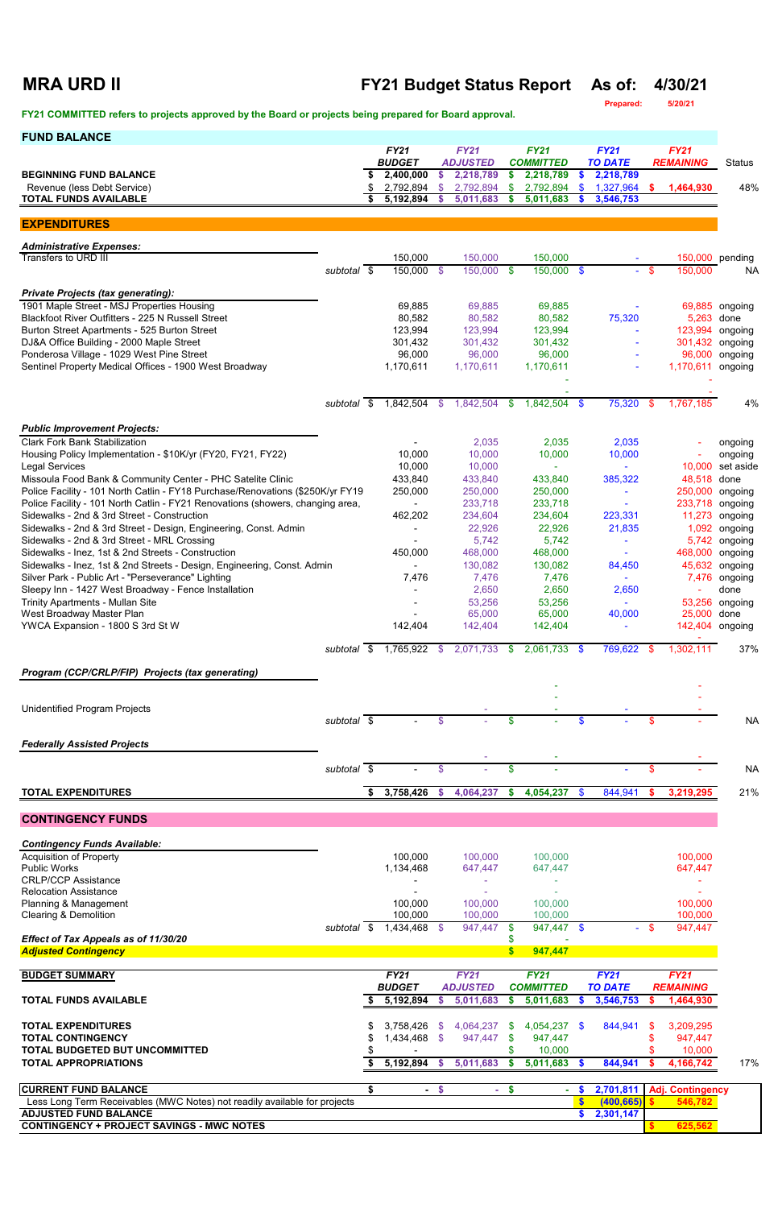# MRA URD II

## FY21 Budget Status Report — As of: 4/30/21

Prepared: 5/20/21

**FY21 COMMITTED refers to projects approved by the Board or projects being prepared for Board approval.**

## FUND BALANCE

| | | FY21 BUDGET | FY21 ADJUSTED | FY21 COMMITTED | FY21 TO DATE | FY21 REMAINING | Status |
|---|---|---|---|---|---|---|---|
| **BEGINNING FUND BALANCE** | | $ 2,400,000 | $ 2,218,789 | $ 2,218,789 | $ 2,218,789 | | |
| Revenue (less Debt Service) | | $ 2,792,894 | $ 2,792,894 | $ 2,792,894 | $ 1,327,964 | $ 1,464,930 | 48% |
| **TOTAL FUNDS AVAILABLE** | | $ 5,192,894 | $ 5,011,683 | $ 5,011,683 | $ 3,546,753 | | |

## EXPENDITURES

| | | FY21 BUDGET | FY21 ADJUSTED | FY21 COMMITTED | FY21 TO DATE | FY21 REMAINING | Status |
|---|---|---|---|---|---|---|---|
| ***Administrative Expenses:*** | | | | | | | |
| Transfers to URD III | | 150,000 | 150,000 | 150,000 | - | 150,000 | pending |
| | subtotal | $ 150,000 | $ 150,000 | $ 150,000 | $ - | $ 150,000 | NA |
| ***Private Projects (tax generating):*** | | | | | | | |
| 1901 Maple Street - MSJ Properties Housing | | 69,885 | 69,885 | 69,885 | - | 69,885 | ongoing |
| Blackfoot River Outfitters - 225 N Russell Street | | 80,582 | 80,582 | 80,582 | 75,320 | 5,263 | done |
| Burton Street Apartments - 525 Burton Street | | 123,994 | 123,994 | 123,994 | - | 123,994 | ongoing |
| DJ&A Office Building - 2000 Maple Street | | 301,432 | 301,432 | 301,432 | - | 301,432 | ongoing |
| Ponderosa Village - 1029 West Pine Street | | 96,000 | 96,000 | 96,000 | - | 96,000 | ongoing |
| Sentinel Property Medical Offices - 1900 West Broadway | | 1,170,611 | 1,170,611 | 1,170,611 | - | 1,170,611 | ongoing |
| | | | | - | | - | |
| | | | | - | | - | |
| | subtotal | $ 1,842,504 | $ 1,842,504 | $ 1,842,504 | $ 75,320 | $ 1,767,185 | 4% |
| ***Public Improvement Projects:*** | | | | | | | |
| Clark Fork Bank Stabilization | | - | 2,035 | 2,035 | 2,035 | - | ongoing |
| Housing Policy Implementation - $10K/yr (FY20, FY21, FY22) | | 10,000 | 10,000 | 10,000 | 10,000 | - | ongoing |
| Legal Services | | 10,000 | 10,000 | - | - | 10,000 | set aside |
| Missoula Food Bank & Community Center - PHC Satelite Clinic | | 433,840 | 433,840 | 433,840 | 385,322 | 48,518 | done |
| Police Facility - 101 North Catlin - FY18 Purchase/Renovations ($250K/yr FY19 | | 250,000 | 250,000 | 250,000 | - | 250,000 | ongoing |
| Police Facility - 101 North Catlin - FY21 Renovations (showers, changing area, | | - | 233,718 | 233,718 | - | 233,718 | ongoing |
| Sidewalks - 2nd & 3rd Street - Construction | | 462,202 | 234,604 | 234,604 | 223,331 | 11,273 | ongoing |
| Sidewalks - 2nd & 3rd Street - Design, Engineering, Const. Admin | | - | 22,926 | 22,926 | 21,835 | 1,092 | ongoing |
| Sidewalks - 2nd & 3rd Street - MRL Crossing | | - | 5,742 | 5,742 | - | 5,742 | ongoing |
| Sidewalks - Inez, 1st & 2nd Streets - Construction | | 450,000 | 468,000 | 468,000 | - | 468,000 | ongoing |
| Sidewalks - Inez, 1st & 2nd Streets - Design, Engineering, Const. Admin | | - | 130,082 | 130,082 | 84,450 | 45,632 | ongoing |
| Silver Park - Public Art - "Perseverance" Lighting | | 7,476 | 7,476 | 7,476 | - | 7,476 | ongoing |
| Sleepy Inn - 1427 West Broadway - Fence Installation | | - | 2,650 | 2,650 | 2,650 | - | done |
| Trinity Apartments - Mullan Site | | - | 53,256 | 53,256 | - | 53,256 | ongoing |
| West Broadway Master Plan | | - | 65,000 | 65,000 | 40,000 | 25,000 | done |
| YWCA Expansion - 1800 S 3rd St W | | 142,404 | 142,404 | 142,404 | - | 142,404 | ongoing |
| | | | | | | - | |
| | subtotal | $ 1,765,922 | $ 2,071,733 | $ 2,061,733 | $ 769,622 | $ 1,302,111 | 37% |
| ***Program (CCP/CRLP/FIP) Projects (tax generating)*** | | | | | | | |
| | | | | - | | - | |
| | | | | - | | - | |
| Unidentified Program Projects | | | - | - | - | - | |
| | subtotal | $ - | $ - | $ - | $ - | $ - | NA |
| ***Federally Assisted Projects*** | | | | | | | |
| | | | - | - | | - | |
| | subtotal | $ - | $ - | $ - | $ - | $ - | NA |
| **TOTAL EXPENDITURES** | | $ 3,758,426 | $ 4,064,237 | $ 4,054,237 | $ 844,941 | $ 3,219,295 | 21% |

## CONTINGENCY FUNDS

| | | FY21 BUDGET | FY21 ADJUSTED | FY21 COMMITTED | FY21 TO DATE | FY21 REMAINING | |
|---|---|---|---|---|---|---|---|
| ***Contingency Funds Available:*** | | | | | | | |
| Acquisition of Property | | 100,000 | 100,000 | 100,000 | | 100,000 | |
| Public Works | | 1,134,468 | 647,447 | 647,447 | | 647,447 | |
| CRLP/CCP Assistance | | - | - | - | | - | |
| Relocation Assistance | | - | - | - | | - | |
| Planning & Management | | 100,000 | 100,000 | 100,000 | | 100,000 | |
| Clearing & Demolition | | 100,000 | 100,000 | 100,000 | | 100,000 | |
| | subtotal | $ 1,434,468 | $ 947,447 | $ 947,447 | $ - | $ 947,447 | |
| ***Effect of Tax Appeals as of 11/30/20*** | | | | $ - | | | |
| ***Adjusted Contingency*** | | | | $ 947,447 | | | |

## BUDGET SUMMARY

| | FY21 BUDGET | FY21 ADJUSTED | FY21 COMMITTED | FY21 TO DATE | FY21 REMAINING | |
|---|---|---|---|---|---|---|
| **TOTAL FUNDS AVAILABLE** | $ 5,192,894 | $ 5,011,683 | $ 5,011,683 | $ 3,546,753 | $ 1,464,930 | |
| **TOTAL EXPENDITURES** | $ 3,758,426 | $ 4,064,237 | $ 4,054,237 | $ 844,941 | $ 3,209,295 | |
| **TOTAL CONTINGENCY** | $ 1,434,468 | $ 947,447 | $ 947,447 | | $ 947,447 | |
| **TOTAL BUDGETED BUT UNCOMMITTED** | $ - | | $ 10,000 | | $ 10,000 | |
| **TOTAL APPROPRIATIONS** | $ 5,192,894 | $ 5,011,683 | $ 5,011,683 | $ 844,941 | $ 4,166,742 | 17% |

| | | | | | |
|---|---|---|---|---|---|
| **CURRENT FUND BALANCE** | $ - | $ - | $ - | $ 2,701,811 | Adj. Contingency |
| Less Long Term Receivables (MWC Notes) not readily available for projects | | | | $ (400,665) | $ 546,782 |
| **ADJUSTED FUND BALANCE** | | | | $ 2,301,147 | |
| **CONTINGENCY + PROJECT SAVINGS - MWC NOTES** | | | | | $ 625,562 |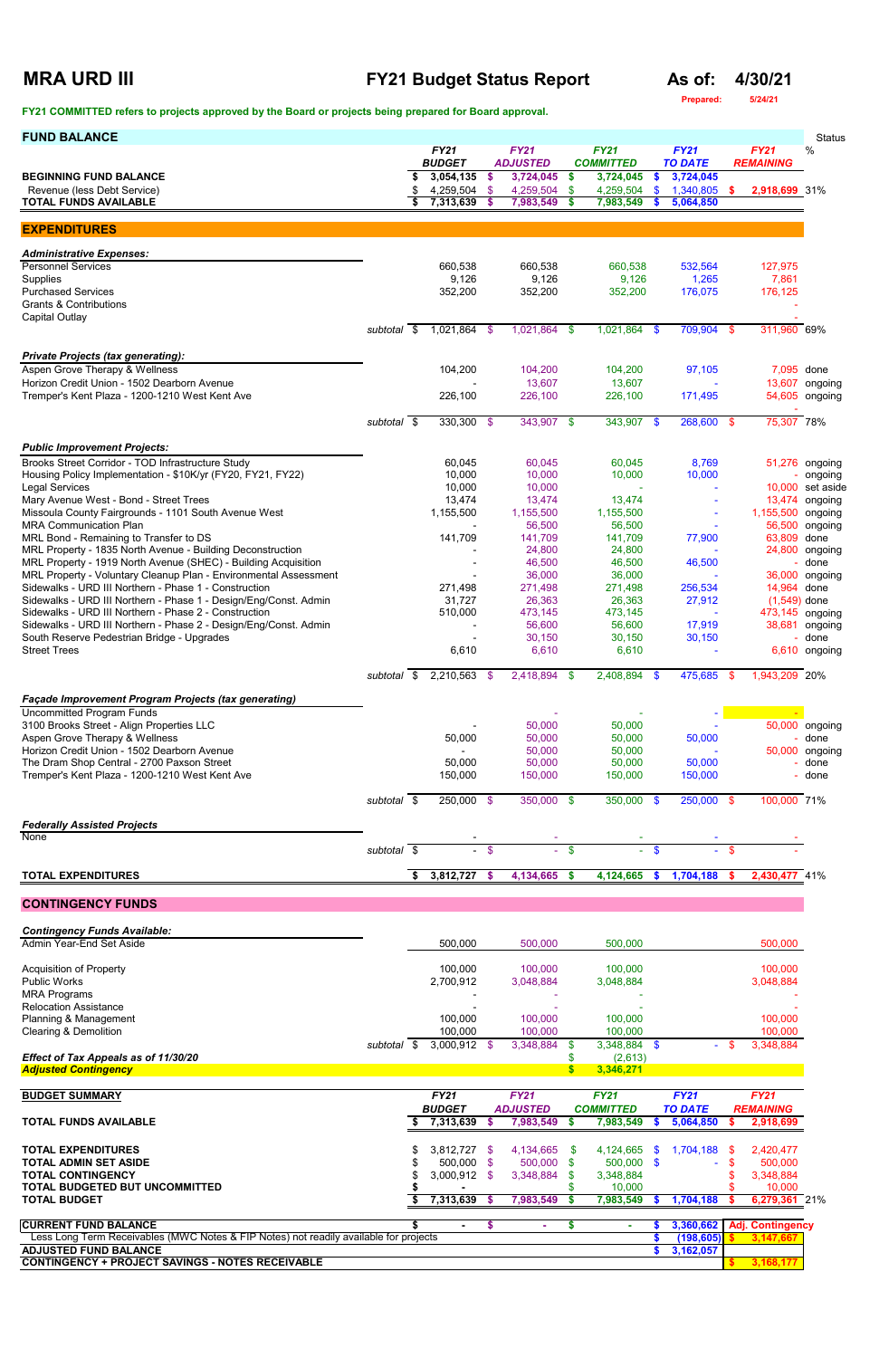# MRA URD III

## FY21 Budget Status Report

**As of: 4/30/21**

Prepared: 5/24/21

**FY21 COMMITTED refers to projects approved by the Board or projects being prepared for Board approval.**

## FUND BALANCE

| | FY21 BUDGET | FY21 ADJUSTED | FY21 COMMITTED | FY21 TO DATE | FY21 REMAINING | Status % |
|---|---|---|---|---|---|---|
| **BEGINNING FUND BALANCE** | $ 3,054,135 | $ 3,724,045 | $ 3,724,045 | $ 3,724,045 | | |
| Revenue (less Debt Service) | $ 4,259,504 | $ 4,259,504 | $ 4,259,504 | $ 1,340,805 | $ 2,918,699 | 31% |
| **TOTAL FUNDS AVAILABLE** | $ 7,313,639 | $ 7,983,549 | $ 7,983,549 | $ 5,064,850 | | |

## EXPENDITURES

| | FY21 BUDGET | FY21 ADJUSTED | FY21 COMMITTED | FY21 TO DATE | FY21 REMAINING | Status |
|---|---|---|---|---|---|---|
| ***Administrative Expenses:*** | | | | | | |
| Personnel Services | 660,538 | 660,538 | 660,538 | 532,564 | 127,975 | |
| Supplies | 9,126 | 9,126 | 9,126 | 1,265 | 7,861 | |
| Purchased Services | 352,200 | 352,200 | 352,200 | 176,075 | 176,125 | |
| Grants & Contributions | | | | | - | |
| Capital Outlay | | | | | - | |
| *subtotal* | $ 1,021,864 | $ 1,021,864 | $ 1,021,864 | $ 709,904 | $ 311,960 | 69% |
| ***Private Projects (tax generating):*** | | | | | | |
| Aspen Grove Therapy & Wellness | 104,200 | 104,200 | 104,200 | 97,105 | 7,095 | done |
| Horizon Credit Union - 1502 Dearborn Avenue | - | 13,607 | 13,607 | - | 13,607 | ongoing |
| Tremper's Kent Plaza - 1200-1210 West Kent Ave | 226,100 | 226,100 | 226,100 | 171,495 | 54,605 | ongoing |
| | | | | | - | |
| *subtotal* | $ 330,300 | $ 343,907 | $ 343,907 | $ 268,600 | $ 75,307 | 78% |
| ***Public Improvement Projects:*** | | | | | | |
| Brooks Street Corridor - TOD Infrastructure Study | 60,045 | 60,045 | 60,045 | 8,769 | 51,276 | ongoing |
| Housing Policy Implementation - $10K/yr (FY20, FY21, FY22) | 10,000 | 10,000 | 10,000 | 10,000 | - | ongoing |
| Legal Services | 10,000 | 10,000 | - | - | 10,000 | set aside |
| Mary Avenue West - Bond - Street Trees | 13,474 | 13,474 | 13,474 | - | 13,474 | ongoing |
| Missoula County Fairgrounds - 1101 South Avenue West | 1,155,500 | 1,155,500 | 1,155,500 | - | 1,155,500 | ongoing |
| MRA Communication Plan | - | 56,500 | 56,500 | - | 56,500 | ongoing |
| MRL Bond - Remaining to Transfer to DS | 141,709 | 141,709 | 141,709 | 77,900 | 63,809 | done |
| MRL Property - 1835 North Avenue - Building Deconstruction | - | 24,800 | 24,800 | - | 24,800 | ongoing |
| MRL Property - 1919 North Avenue (SHEC) - Building Acquisition | - | 46,500 | 46,500 | 46,500 | - | done |
| MRL Property - Voluntary Cleanup Plan - Environmental Assessment | - | 36,000 | 36,000 | - | 36,000 | ongoing |
| Sidewalks - URD III Northern - Phase 1 - Construction | 271,498 | 271,498 | 271,498 | 256,534 | 14,964 | done |
| Sidewalks - URD III Northern - Phase 1 - Design/Eng/Const. Admin | 31,727 | 26,363 | 26,363 | 27,912 | (1,549) | done |
| Sidewalks - URD III Northern - Phase 2 - Construction | 510,000 | 473,145 | 473,145 | - | 473,145 | ongoing |
| Sidewalks - URD III Northern - Phase 2 - Design/Eng/Const. Admin | - | 56,600 | 56,600 | 17,919 | 38,681 | ongoing |
| South Reserve Pedestrian Bridge - Upgrades | - | 30,150 | 30,150 | 30,150 | - | done |
| Street Trees | 6,610 | 6,610 | 6,610 | - | 6,610 | ongoing |
| *subtotal* | $ 2,210,563 | $ 2,418,894 | $ 2,408,894 | $ 475,685 | $ 1,943,209 | 20% |
| ***Façade Improvement Program Projects (tax generating)*** | | | | | | |
| Uncommitted Program Funds | | - | - | - | - | |
| 3100 Brooks Street - Align Properties LLC | - | 50,000 | 50,000 | - | 50,000 | ongoing |
| Aspen Grove Therapy & Wellness | 50,000 | 50,000 | 50,000 | 50,000 | - | done |
| Horizon Credit Union - 1502 Dearborn Avenue | - | 50,000 | 50,000 | - | 50,000 | ongoing |
| The Dram Shop Central - 2700 Paxson Street | 50,000 | 50,000 | 50,000 | 50,000 | - | done |
| Tremper's Kent Plaza - 1200-1210 West Kent Ave | 150,000 | 150,000 | 150,000 | 150,000 | - | done |
| *subtotal* | $ 250,000 | $ 350,000 | $ 350,000 | $ 250,000 | $ 100,000 | 71% |
| ***Federally Assisted Projects*** | | | | | | |
| None | - | - | - | - | - | |
| *subtotal* | $ - | $ - | $ - | $ - | $ - | |
| **TOTAL EXPENDITURES** | $ 3,812,727 | $ 4,134,665 | $ 4,124,665 | $ 1,704,188 | $ 2,430,477 | 41% |

## CONTINGENCY FUNDS

| | FY21 BUDGET | FY21 ADJUSTED | FY21 COMMITTED | FY21 TO DATE | FY21 REMAINING |
|---|---|---|---|---|---|
| ***Contingency Funds Available:*** | | | | | |
| Admin Year-End Set Aside | 500,000 | 500,000 | 500,000 | | 500,000 |
| Acquisition of Property | 100,000 | 100,000 | 100,000 | | 100,000 |
| Public Works | 2,700,912 | 3,048,884 | 3,048,884 | | 3,048,884 |
| MRA Programs | - | - | - | | - |
| Relocation Assistance | - | - | - | | - |
| Planning & Management | 100,000 | 100,000 | 100,000 | | 100,000 |
| Clearing & Demolition | 100,000 | 100,000 | 100,000 | | 100,000 |
| *subtotal* | $ 3,000,912 | $ 3,348,884 | $ 3,348,884 | $ - | $ 3,348,884 |
| ***Effect of Tax Appeals as of 11/30/20*** | | | $ (2,613) | | |
| ***Adjusted Contingency*** | | | $ 3,346,271 | | |

## BUDGET SUMMARY

| | FY21 BUDGET | FY21 ADJUSTED | FY21 COMMITTED | FY21 TO DATE | FY21 REMAINING | |
|---|---|---|---|---|---|---|
| **TOTAL FUNDS AVAILABLE** | $ 7,313,639 | $ 7,983,549 | $ 7,983,549 | $ 5,064,850 | $ 2,918,699 | |
| **TOTAL EXPENDITURES** | $ 3,812,727 | $ 4,134,665 | $ 4,124,665 | $ 1,704,188 | $ 2,420,477 | |
| **TOTAL ADMIN SET ASIDE** | $ 500,000 | $ 500,000 | $ 500,000 | $ - | $ 500,000 | |
| **TOTAL CONTINGENCY** | $ 3,000,912 | $ 3,348,884 | $ 3,348,884 | | $ 3,348,884 | |
| **TOTAL BUDGETED BUT UNCOMMITTED** | $ - | | $ 10,000 | | $ 10,000 | |
| **TOTAL BUDGET** | $ 7,313,639 | $ 7,983,549 | $ 7,983,549 | $ 1,704,188 | $ 6,279,361 | 21% |
| **CURRENT FUND BALANCE** | $ - | $ - | $ - | $ 3,360,662 | Adj. Contingency | |
| Less Long Term Receivables (MWC Notes & FIP Notes) not readily available for projects | | | | $ (198,605) | $ 3,147,667 | |
| **ADJUSTED FUND BALANCE** | | | | $ 3,162,057 | | |
| **CONTINGENCY + PROJECT SAVINGS - NOTES RECEIVABLE** | | | | | $ 3,168,177 | |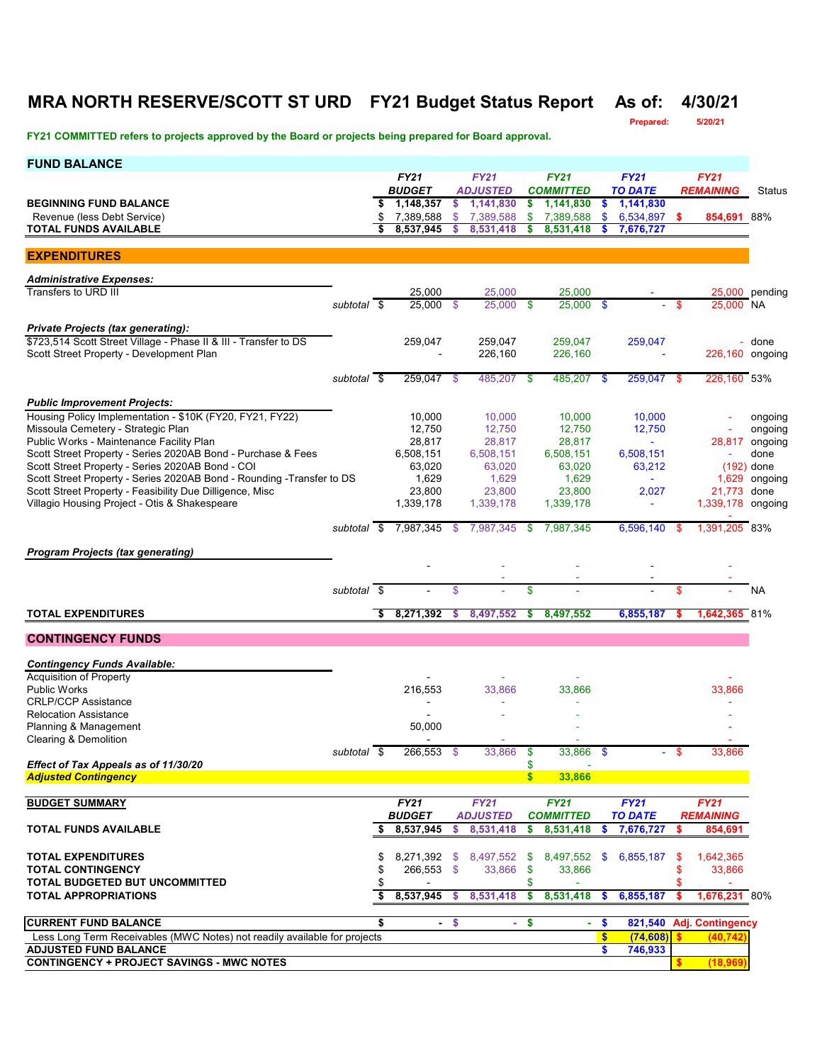# MRA NORTH RESERVE/SCOTT ST URD FY21 Budget Status Report As of: 4/30/21

Prepared: 5/20/21

**FY21 COMMITTED refers to projects approved by the Board or projects being prepared for Board approval.**

## FUND BALANCE

| | FY21 BUDGET | FY21 ADJUSTED | FY21 COMMITTED | FY21 TO DATE | FY21 REMAINING | Status |
|---|---|---|---|---|---|---|
| **BEGINNING FUND BALANCE** | $ 1,148,357 | $ 1,141,830 | $ 1,141,830 | $ 1,141,830 | | |
| Revenue (less Debt Service) | $ 7,389,588 | $ 7,389,588 | $ 7,389,588 | $ 6,534,897 | $ 854,691 | 88% |
| **TOTAL FUNDS AVAILABLE** | $ 8,537,945 | $ 8,531,418 | $ 8,531,418 | $ 7,676,727 | | |

## EXPENDITURES

| | FY21 BUDGET | FY21 ADJUSTED | FY21 COMMITTED | FY21 TO DATE | FY21 REMAINING | Status |
|---|---|---|---|---|---|---|
| ***Administrative Expenses:*** | | | | | | |
| Transfers to URD III | 25,000 | 25,000 | 25,000 | - | 25,000 | pending |
| subtotal | $ 25,000 | $ 25,000 | $ 25,000 | $ - | $ 25,000 | NA |
| ***Private Projects (tax generating):*** | | | | | | |
| $723,514 Scott Street Village - Phase II & III - Transfer to DS | 259,047 | 259,047 | 259,047 | 259,047 | - | done |
| Scott Street Property - Development Plan | - | 226,160 | 226,160 | - | 226,160 | ongoing |
| subtotal | $ 259,047 | $ 485,207 | $ 485,207 | $ 259,047 | $ 226,160 | 53% |
| ***Public Improvement Projects:*** | | | | | | |
| Housing Policy Implementation - $10K (FY20, FY21, FY22) | 10,000 | 10,000 | 10,000 | 10,000 | - | ongoing |
| Missoula Cemetery - Strategic Plan | 12,750 | 12,750 | 12,750 | 12,750 | - | ongoing |
| Public Works - Maintenance Facility Plan | 28,817 | 28,817 | 28,817 | - | 28,817 | ongoing |
| Scott Street Property - Series 2020AB Bond - Purchase & Fees | 6,508,151 | 6,508,151 | 6,508,151 | 6,508,151 | - | done |
| Scott Street Property - Series 2020AB Bond - COI | 63,020 | 63,020 | 63,020 | 63,212 | (192) | done |
| Scott Street Property - Series 2020AB Bond - Rounding -Transfer to DS | 1,629 | 1,629 | 1,629 | - | 1,629 | ongoing |
| Scott Street Property - Feasibility Due Dilligence, Misc | 23,800 | 23,800 | 23,800 | 2,027 | 21,773 | done |
| Villagio Housing Project - Otis & Shakespeare | 1,339,178 | 1,339,178 | 1,339,178 | - | 1,339,178 | ongoing |
| subtotal | $ 7,987,345 | $ 7,987,345 | $ 7,987,345 | 6,596,140 | $ 1,391,205 | 83% |
| ***Program Projects (tax generating)*** | | | | | | |
| | - | - | - | - | - | |
| | | - | - | - | - | |
| subtotal | $ - | $ - | $ - | - | $ - | NA |
| **TOTAL EXPENDITURES** | $ 8,271,392 | $ 8,497,552 | $ 8,497,552 | 6,855,187 | $ 1,642,365 | 81% |

## CONTINGENCY FUNDS

| | FY21 BUDGET | FY21 ADJUSTED | FY21 COMMITTED | FY21 TO DATE | FY21 REMAINING |
|---|---|---|---|---|---|
| ***Contingency Funds Available:*** | | | | | |
| Acquisition of Property | - | - | - | | - |
| Public Works | 216,553 | 33,866 | 33,866 | | 33,866 |
| CRLP/CCP Assistance | - | - | - | | - |
| Relocation Assistance | - | - | - | | - |
| Planning & Management | 50,000 | | - | | - |
| Clearing & Demolition | - | - | - | | - |
| subtotal | $ 266,553 | $ 33,866 | $ 33,866 | $ - | $ 33,866 |
| ***Effect of Tax Appeals as of 11/30/20*** | | | $ - | | |
| ***Adjusted Contingency*** | | | $ 33,866 | | |

| BUDGET SUMMARY | FY21 BUDGET | FY21 ADJUSTED | FY21 COMMITTED | FY21 TO DATE | FY21 REMAINING | |
|---|---|---|---|---|---|---|
| **TOTAL FUNDS AVAILABLE** | $ 8,537,945 | $ 8,531,418 | $ 8,531,418 | $ 7,676,727 | $ 854,691 | |
| **TOTAL EXPENDITURES** | $ 8,271,392 | $ 8,497,552 | $ 8,497,552 | $ 6,855,187 | $ 1,642,365 | |
| **TOTAL CONTINGENCY** | $ 266,553 | $ 33,866 | $ 33,866 | | $ 33,866 | |
| **TOTAL BUDGETED BUT UNCOMMITTED** | $ - | | $ - | | $ - | |
| **TOTAL APPROPRIATIONS** | $ 8,537,945 | $ 8,531,418 | $ 8,531,418 | $ 6,855,187 | $ 1,676,231 | 80% |
| **CURRENT FUND BALANCE** | $ - | $ - | $ - | $ 821,540 | Adj. Contingency | |
| Less Long Term Receivables (MWC Notes) not readily available for projects | | | | $ (74,608) | $ (40,742) | |
| **ADJUSTED FUND BALANCE** | | | | $ 746,933 | | |
| **CONTINGENCY + PROJECT SAVINGS - MWC NOTES** | | | | | $ (18,969) | |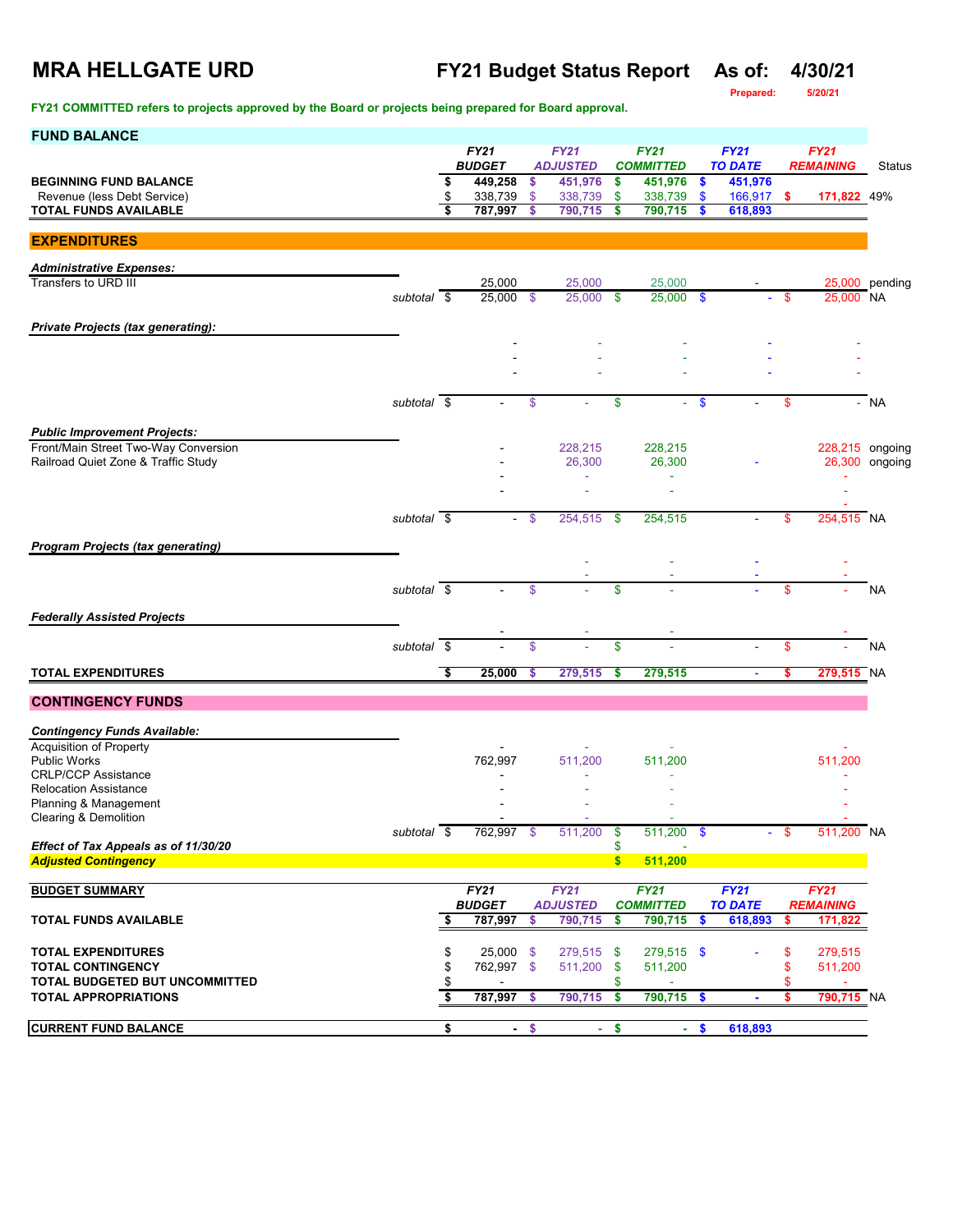# MRA HELLGATE URD

## FY21 Budget Status Report As of: 4/30/21

Prepared: 5/20/21

**FY21 COMMITTED refers to projects approved by the Board or projects being prepared for Board approval.**

## FUND BALANCE

| | FY21 BUDGET | FY21 ADJUSTED | FY21 COMMITTED | FY21 TO DATE | FY21 REMAINING | Status |
|---|---|---|---|---|---|---|
| **BEGINNING FUND BALANCE** | $ 449,258 | $ 451,976 | $ 451,976 | $ 451,976 | | |
| Revenue (less Debt Service) | $ 338,739 | $ 338,739 | $ 338,739 | $ 166,917 | $ 171,822 | 49% |
| **TOTAL FUNDS AVAILABLE** | $ 787,997 | $ 790,715 | $ 790,715 | $ 618,893 | | |

## EXPENDITURES

| | FY21 BUDGET | FY21 ADJUSTED | FY21 COMMITTED | FY21 TO DATE | FY21 REMAINING | Status |
|---|---|---|---|---|---|---|
| ***Administrative Expenses:*** | | | | | | |
| Transfers to URD III | 25,000 | 25,000 | 25,000 | - | 25,000 | pending |
| *subtotal* | $ 25,000 | $ 25,000 | $ 25,000 | $ - | $ 25,000 | NA |
| ***Private Projects (tax generating):*** | | | | | | |
| | - | - | - | - | - | |
| | - | - | - | - | - | |
| | - | - | - | - | - | |
| *subtotal* | $ - | $ - | $ - | $ - | $ - | NA |
| ***Public Improvement Projects:*** | | | | | | |
| Front/Main Street Two-Way Conversion | - | 228,215 | 228,215 | | 228,215 | ongoing |
| Railroad Quiet Zone & Traffic Study | - | 26,300 | 26,300 | - | 26,300 | ongoing |
| | - | - | - | | - | |
| | - | - | - | | - | |
| *subtotal* | $ - | $ 254,515 | $ 254,515 | - | $ 254,515 | NA |
| ***Program Projects (tax generating)*** | | | | | | |
| | | - | - | - | - | |
| | | - | - | - | - | |
| *subtotal* | $ - | $ - | $ - | - | $ - | NA |
| ***Federally Assisted Projects*** | | | | | | |
| | - | - | - | | - | |
| *subtotal* | $ - | $ - | $ - | - | $ - | NA |
| **TOTAL EXPENDITURES** | $ 25,000 | $ 279,515 | $ 279,515 | - | $ 279,515 | NA |

## CONTINGENCY FUNDS

| | FY21 BUDGET | FY21 ADJUSTED | FY21 COMMITTED | FY21 TO DATE | FY21 REMAINING | Status |
|---|---|---|---|---|---|---|
| ***Contingency Funds Available:*** | | | | | | |
| Acquisition of Property | - | - | - | | - | |
| Public Works | 762,997 | 511,200 | 511,200 | | 511,200 | |
| CRLP/CCP Assistance | - | - | - | | - | |
| Relocation Assistance | - | - | - | | - | |
| Planning & Management | - | - | - | | - | |
| Clearing & Demolition | - | - | - | | - | |
| *subtotal* | $ 762,997 | $ 511,200 | $ 511,200 | $ - | $ 511,200 | NA |
| ***Effect of Tax Appeals as of 11/30/20*** | | | $ - | | | |
| ***Adjusted Contingency*** | | | $ 511,200 | | | |

| BUDGET SUMMARY | FY21 BUDGET | FY21 ADJUSTED | FY21 COMMITTED | FY21 TO DATE | FY21 REMAINING | |
|---|---|---|---|---|---|---|
| **TOTAL FUNDS AVAILABLE** | $ 787,997 | $ 790,715 | $ 790,715 | $ 618,893 | $ 171,822 | |
| **TOTAL EXPENDITURES** | $ 25,000 | $ 279,515 | $ 279,515 | $ - | $ 279,515 | |
| **TOTAL CONTINGENCY** | $ 762,997 | $ 511,200 | $ 511,200 | | $ 511,200 | |
| **TOTAL BUDGETED BUT UNCOMMITTED** | $ - | | $ - | | $ - | |
| **TOTAL APPROPRIATIONS** | $ 787,997 | $ 790,715 | $ 790,715 | $ - | $ 790,715 | NA |
| **CURRENT FUND BALANCE** | $ - | $ - | $ - | $ 618,893 | | |